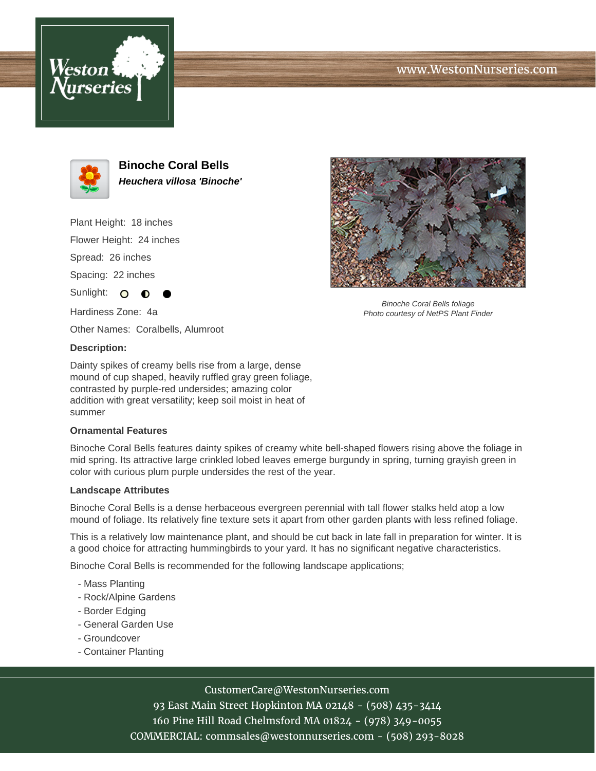www.WestonNurseries.com

# Binoche Coral Bells

***Heuchera villosa 'Binoche'***

Plant Height: 18 inches

Flower Height: 24 inches

Spread: 26 inches

Spacing: 22 inches

Sunlight: ○ ◐ ●

Hardiness Zone: 4a

Other Names: Coralbells, Alumroot

Binoche Coral Bells foliage
Photo courtesy of NetPS Plant Finder

**Description:**

Dainty spikes of creamy bells rise from a large, dense mound of cup shaped, heavily ruffled gray green foliage, contrasted by purple-red undersides; amazing color addition with great versatility; keep soil moist in heat of summer

### Ornamental Features

Binoche Coral Bells features dainty spikes of creamy white bell-shaped flowers rising above the foliage in mid spring. Its attractive large crinkled lobed leaves emerge burgundy in spring, turning grayish green in color with curious plum purple undersides the rest of the year.

### Landscape Attributes

Binoche Coral Bells is a dense herbaceous evergreen perennial with tall flower stalks held atop a low mound of foliage. Its relatively fine texture sets it apart from other garden plants with less refined foliage.

This is a relatively low maintenance plant, and should be cut back in late fall in preparation for winter. It is a good choice for attracting hummingbirds to your yard. It has no significant negative characteristics.

Binoche Coral Bells is recommended for the following landscape applications;

- Mass Planting
- Rock/Alpine Gardens
- Border Edging
- General Garden Use
- Groundcover
- Container Planting

CustomerCare@WestonNurseries.com
93 East Main Street Hopkinton MA 02148 - (508) 435-3414
160 Pine Hill Road Chelmsford MA 01824 - (978) 349-0055
COMMERCIAL: commsales@westonnurseries.com - (508) 293-8028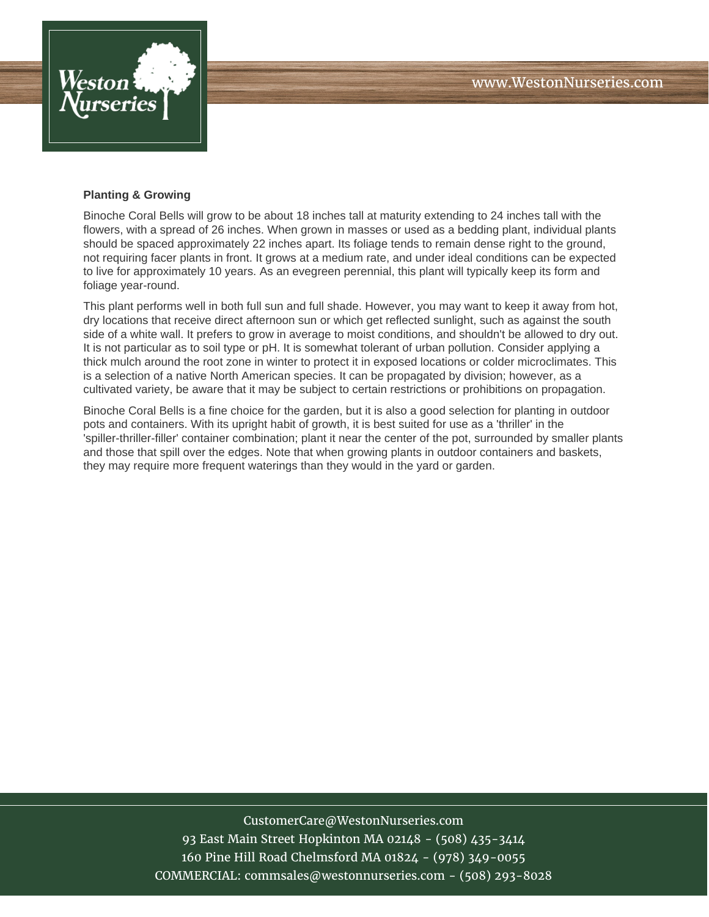**Planting & Growing**

Binoche Coral Bells will grow to be about 18 inches tall at maturity extending to 24 inches tall with the flowers, with a spread of 26 inches. When grown in masses or used as a bedding plant, individual plants should be spaced approximately 22 inches apart. Its foliage tends to remain dense right to the ground, not requiring facer plants in front. It grows at a medium rate, and under ideal conditions can be expected to live for approximately 10 years. As an evegreen perennial, this plant will typically keep its form and foliage year-round.

This plant performs well in both full sun and full shade. However, you may want to keep it away from hot, dry locations that receive direct afternoon sun or which get reflected sunlight, such as against the south side of a white wall. It prefers to grow in average to moist conditions, and shouldn't be allowed to dry out. It is not particular as to soil type or pH. It is somewhat tolerant of urban pollution. Consider applying a thick mulch around the root zone in winter to protect it in exposed locations or colder microclimates. This is a selection of a native North American species. It can be propagated by division; however, as a cultivated variety, be aware that it may be subject to certain restrictions or prohibitions on propagation.

Binoche Coral Bells is a fine choice for the garden, but it is also a good selection for planting in outdoor pots and containers. With its upright habit of growth, it is best suited for use as a 'thriller' in the 'spiller-thriller-filler' container combination; plant it near the center of the pot, surrounded by smaller plants and those that spill over the edges. Note that when growing plants in outdoor containers and baskets, they may require more frequent waterings than they would in the yard or garden.